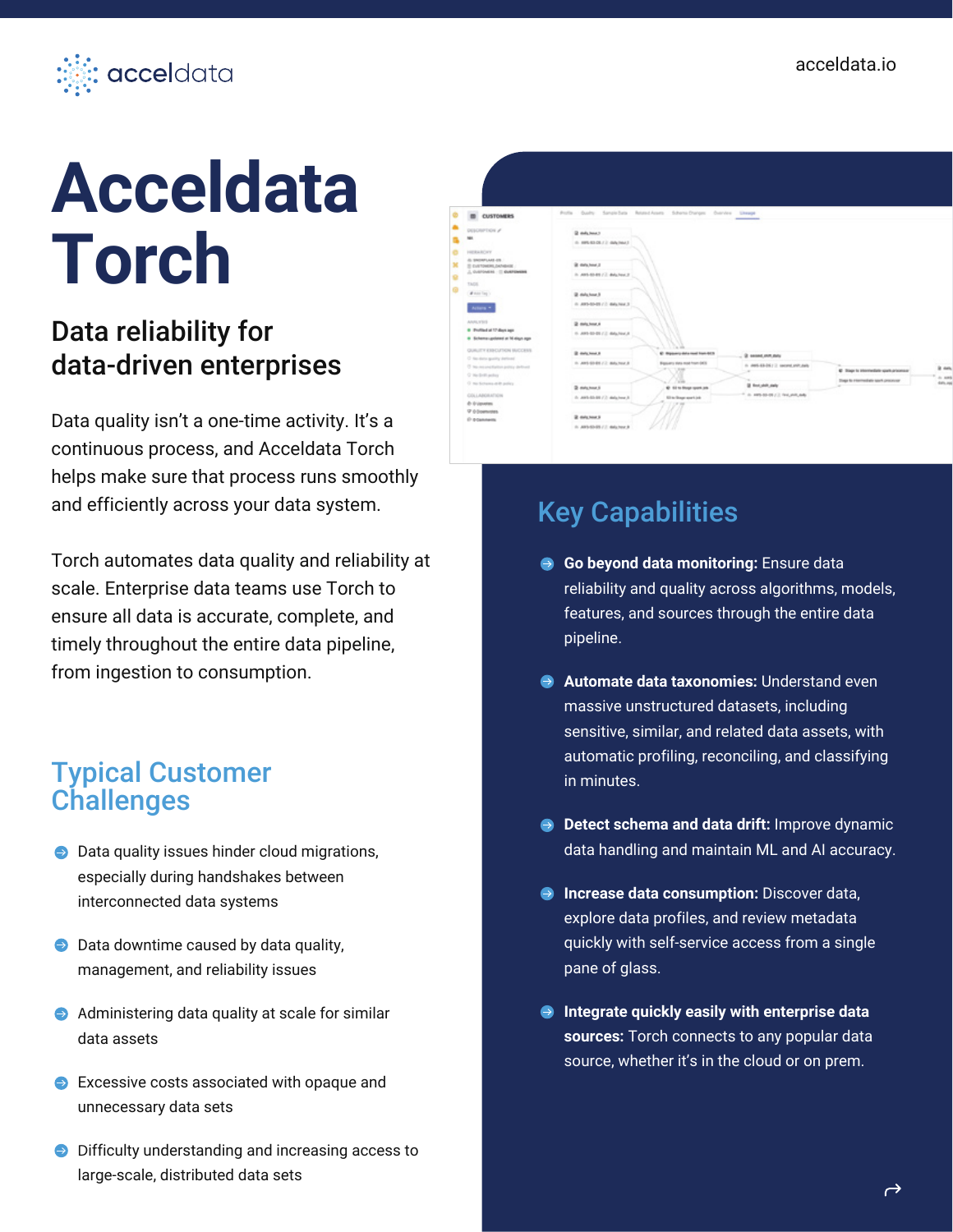acceldata

acceldata.io

# Acceldata Torch

## Data reliability for data-driven enterprises

Data quality isn't a one-time activity. It's a continuous process, and Acceldata Torch helps make sure that process runs smoothly and efficiently across your data system.

Torch automates data quality and reliability at scale. Enterprise data teams use Torch to ensure all data is accurate, complete, and timely throughout the entire data pipeline, from ingestion to consumption.

## Typical Customer Challenges

- Data quality issues hinder cloud migrations, especially during handshakes between interconnected data systems
- Data downtime caused by data quality, management, and reliability issues
- Administering data quality at scale for similar data assets
- Excessive costs associated with opaque and unnecessary data sets
- Difficulty understanding and increasing access to large-scale, distributed data sets

## Key Capabilities

- **Go beyond data monitoring:** Ensure data reliability and quality across algorithms, models, features, and sources through the entire data pipeline.
- **Automate data taxonomies:** Understand even massive unstructured datasets, including sensitive, similar, and related data assets, with automatic profiling, reconciling, and classifying in minutes.
- **Detect schema and data drift:** Improve dynamic data handling and maintain ML and AI accuracy.
- **Increase data consumption:** Discover data, explore data profiles, and review metadata quickly with self-service access from a single pane of glass.
- **Integrate quickly easily with enterprise data sources:** Torch connects to any popular data source, whether it's in the cloud or on prem.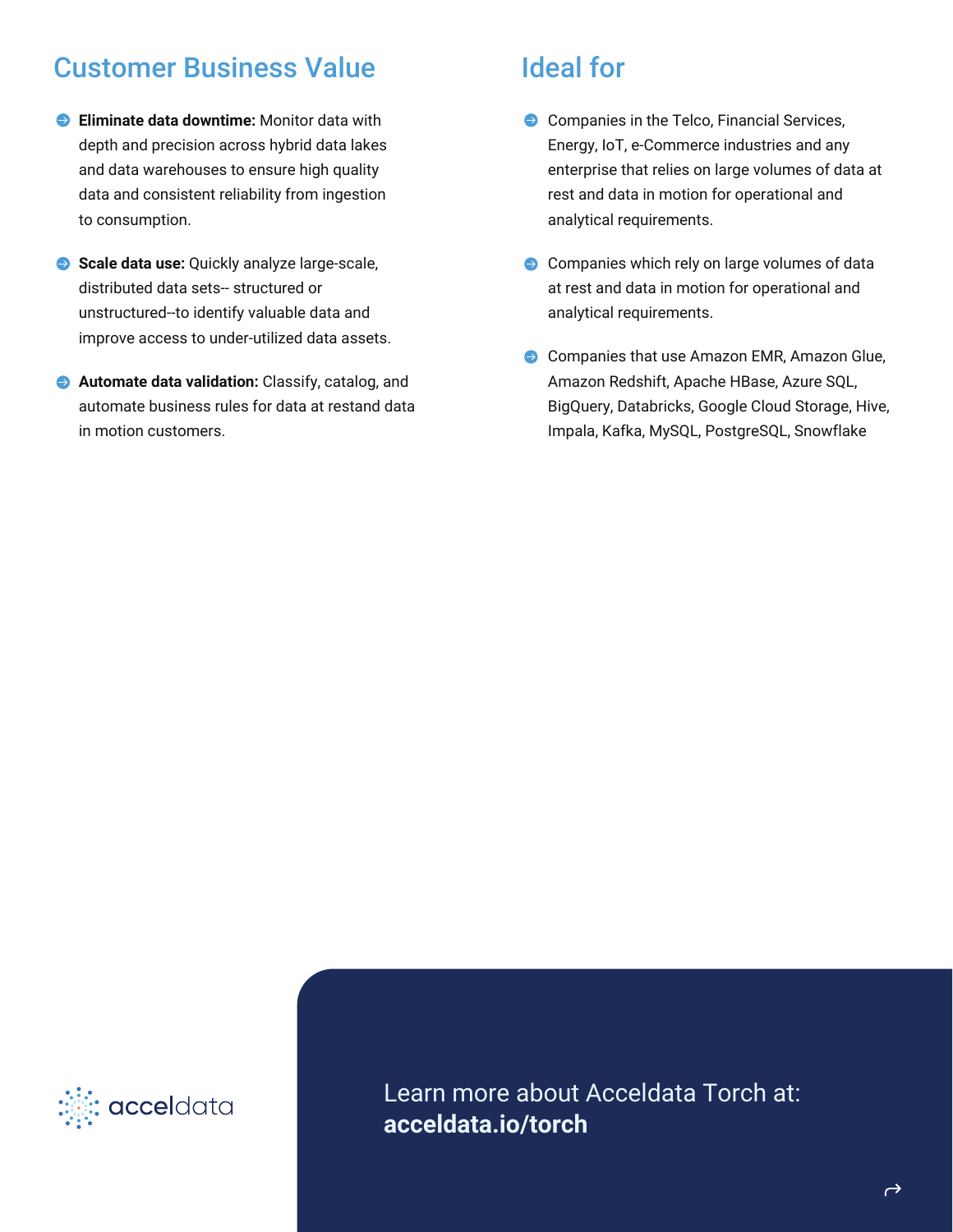## Customer Business Value

- **Eliminate data downtime:** Monitor data with depth and precision across hybrid data lakes and data warehouses to ensure high quality data and consistent reliability from ingestion to consumption.
- **Scale data use:** Quickly analyze large-scale, distributed data sets-- structured or unstructured--to identify valuable data and improve access to under-utilized data assets.
- **Automate data validation:** Classify, catalog, and automate business rules for data at restand data in motion customers.

## Ideal for

- Companies in the Telco, Financial Services, Energy, IoT, e-Commerce industries and any enterprise that relies on large volumes of data at rest and data in motion for operational and analytical requirements.
- Companies which rely on large volumes of data at rest and data in motion for operational and analytical requirements.
- Companies that use Amazon EMR, Amazon Glue, Amazon Redshift, Apache HBase, Azure SQL, BigQuery, Databricks, Google Cloud Storage, Hive, Impala, Kafka, MySQL, PostgreSQL, Snowflake

acceldata

Learn more about Acceldata Torch at:
**acceldata.io/torch**